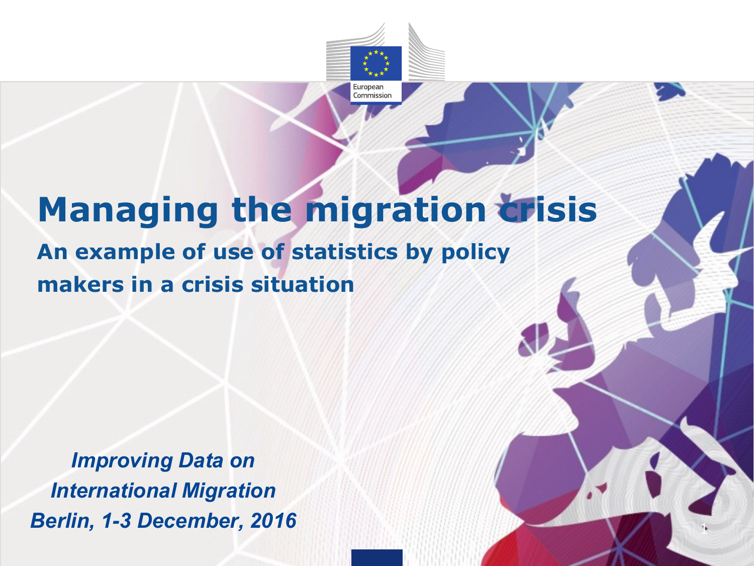# Managing the migration crisis

## An example of use of statistics by policy makers in a crisis situation

*Improving Data on International Migration*
*Berlin, 1-3 December, 2016*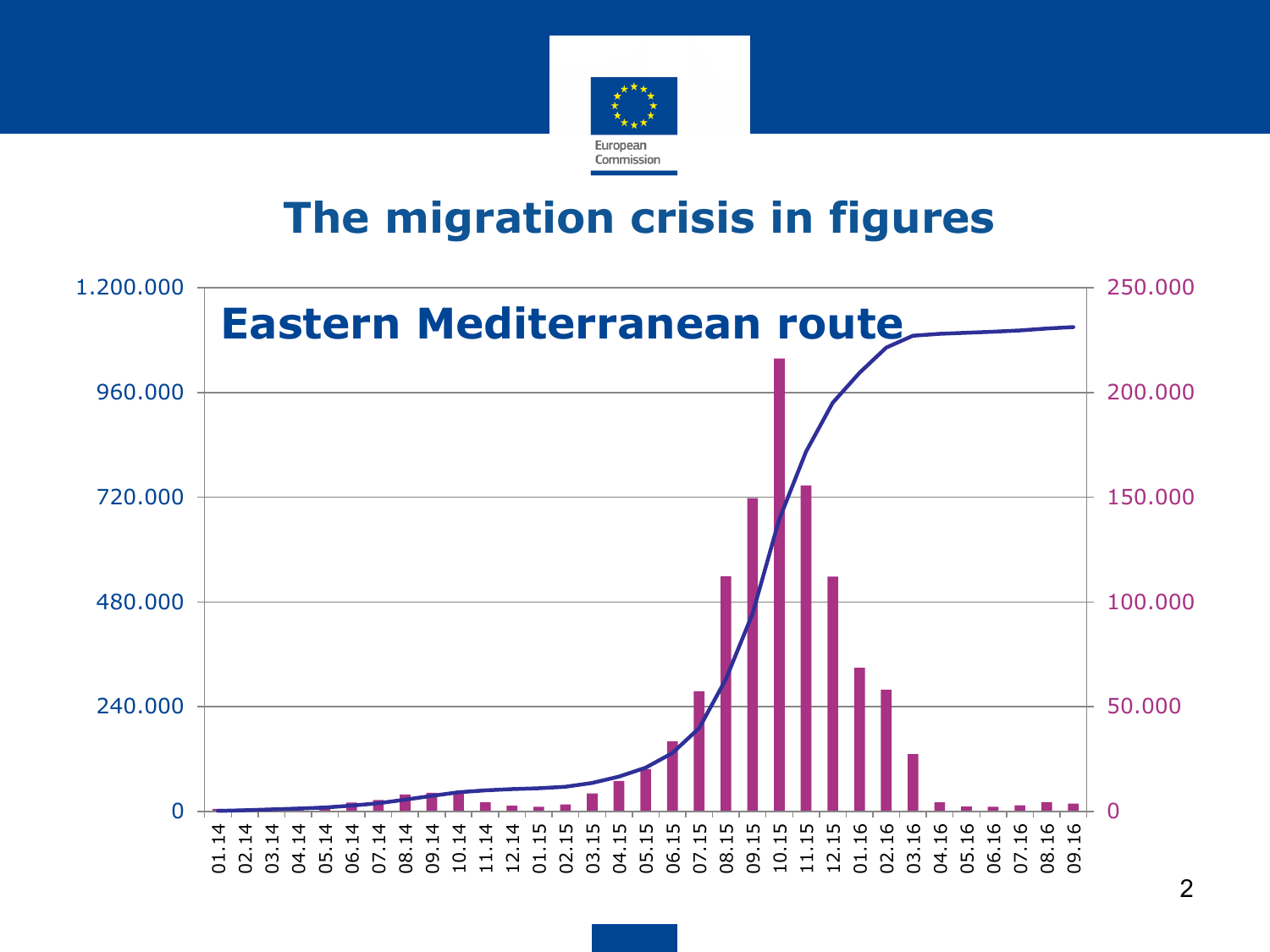# The migration crisis in figures

## Eastern Mediterranean route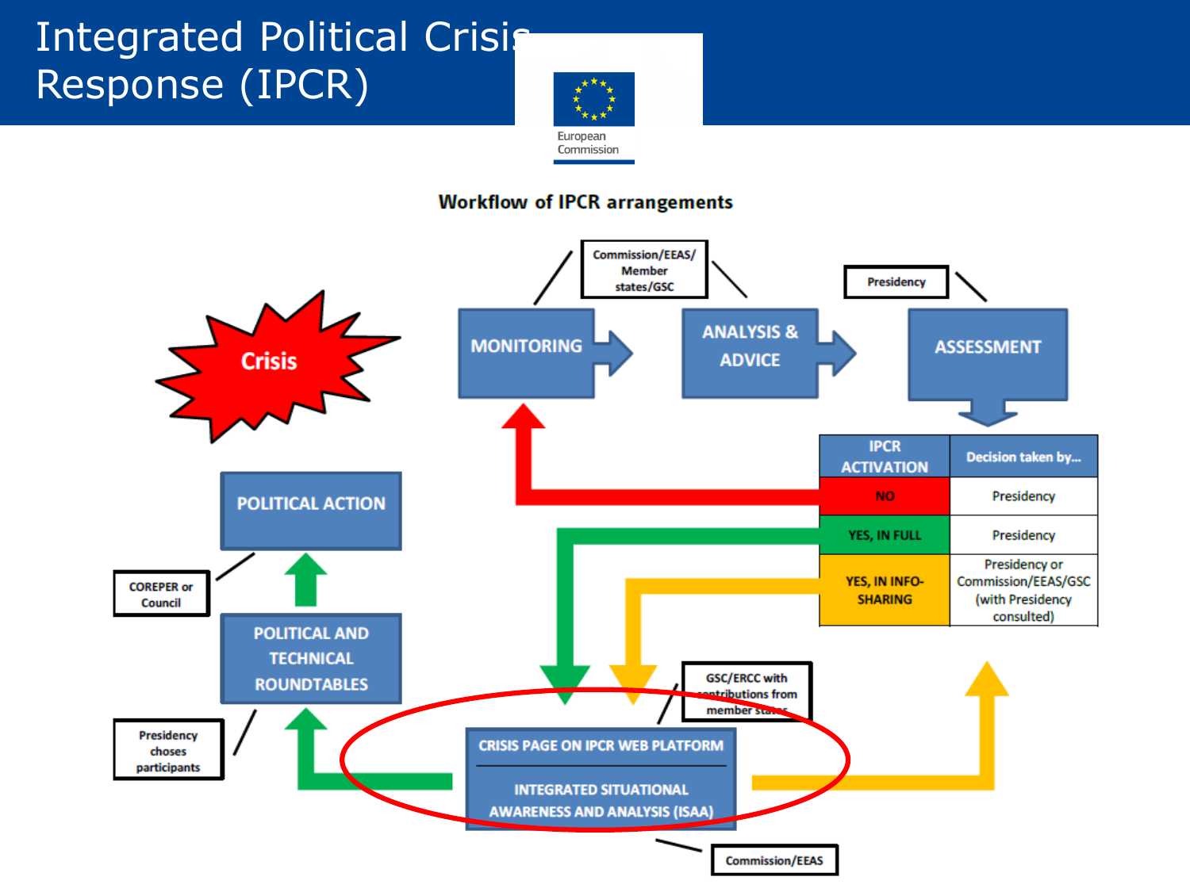# Integrated Political Crisis Response (IPCR)

European Commission

**Workflow of IPCR arrangements**

Crisis

MONITORING → ANALYSIS & ADVICE → ASSESSMENT

Commission/EEAS/ Member states/GSC

Presidency

| IPCR ACTIVATION | Decision taken by... |
| --- | --- |
| NO | Presidency |
| YES, IN FULL | Presidency |
| YES, IN INFO-SHARING | Presidency or Commission/EEAS/GSC (with Presidency consulted) |

CRISIS PAGE ON IPCR WEB PLATFORM

INTEGRATED SITUATIONAL AWARENESS AND ANALYSIS (ISAA)

GSC/ERCC with contributions from member states

Commission/EEAS

POLITICAL AND TECHNICAL ROUNDTABLES

Presidency choses participants

POLITICAL ACTION

COREPER or Council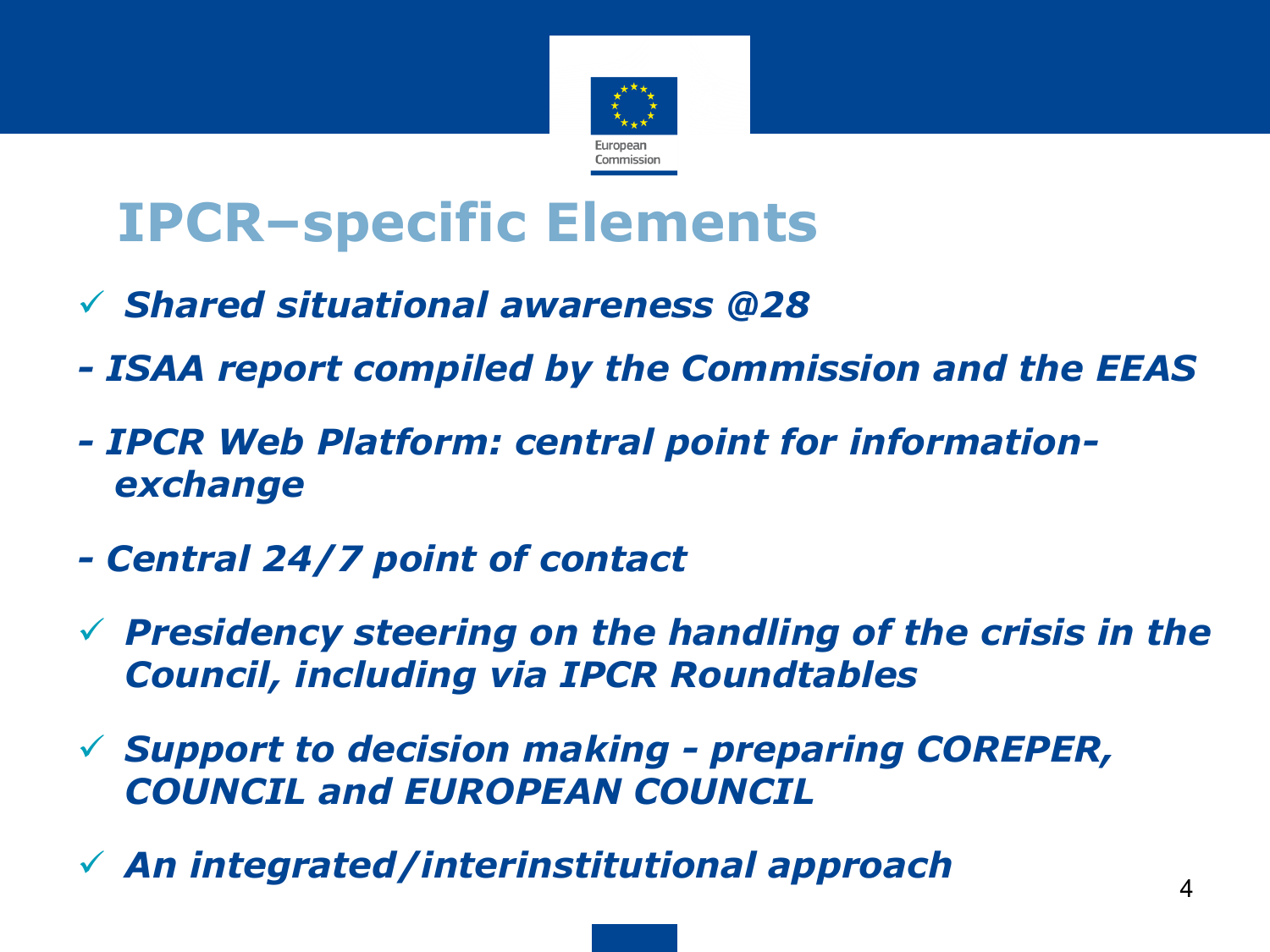# IPCR–specific Elements

- ✓ ***Shared situational awareness @28***

***- ISAA report compiled by the Commission and the EEAS***

***- IPCR Web Platform: central point for information-exchange***

***- Central 24/7 point of contact***

- ✓ ***Presidency steering on the handling of the crisis in the Council, including via IPCR Roundtables***
- ✓ ***Support to decision making - preparing COREPER, COUNCIL and EUROPEAN COUNCIL***
- ✓ ***An integrated/interinstitutional approach***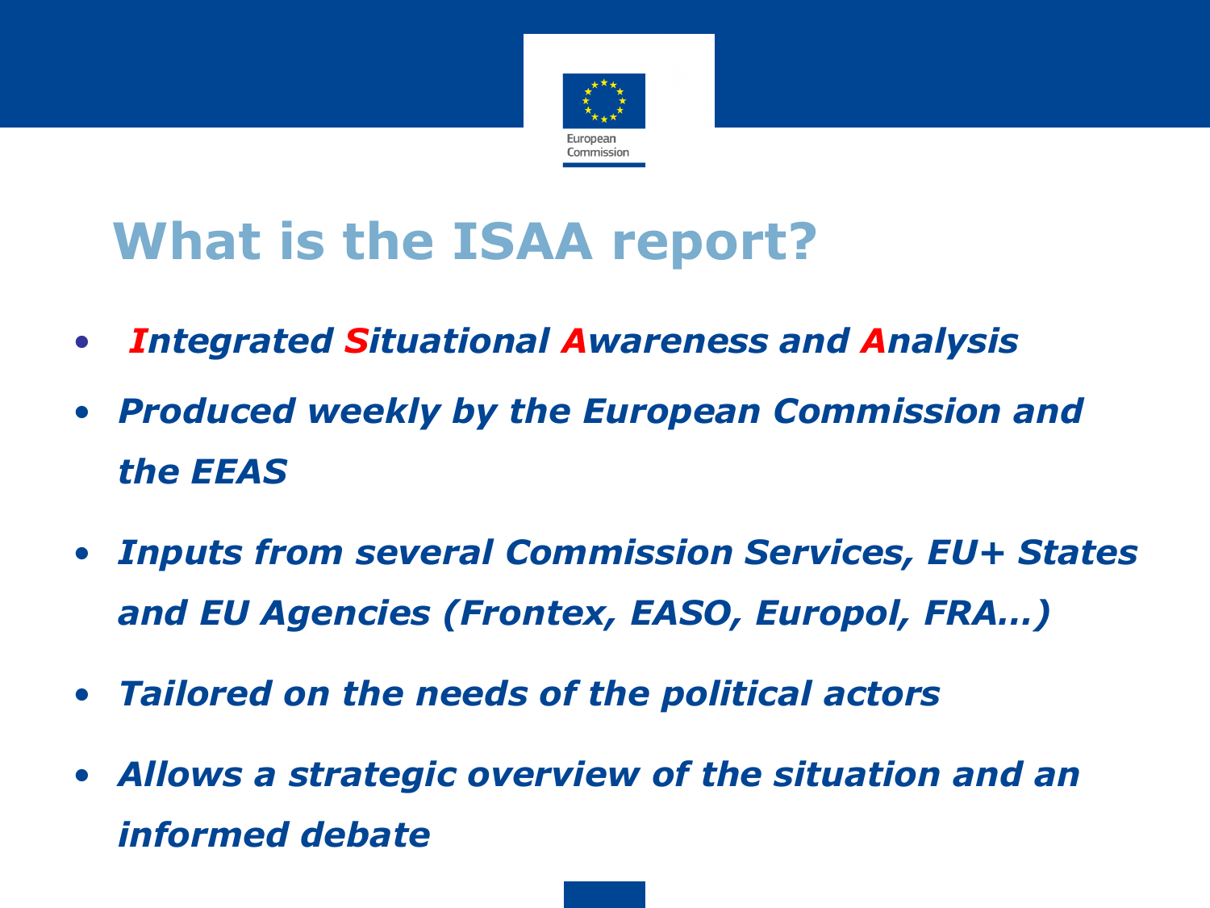# What is the ISAA report?

- ***I**ntegrated **S**ituational **A**wareness and **A**nalysis*
- ***Produced weekly by the European Commission and the EEAS***
- ***Inputs from several Commission Services, EU+ States and EU Agencies (Frontex, EASO, Europol, FRA…)***
- ***Tailored on the needs of the political actors***
- ***Allows a strategic overview of the situation and an informed debate***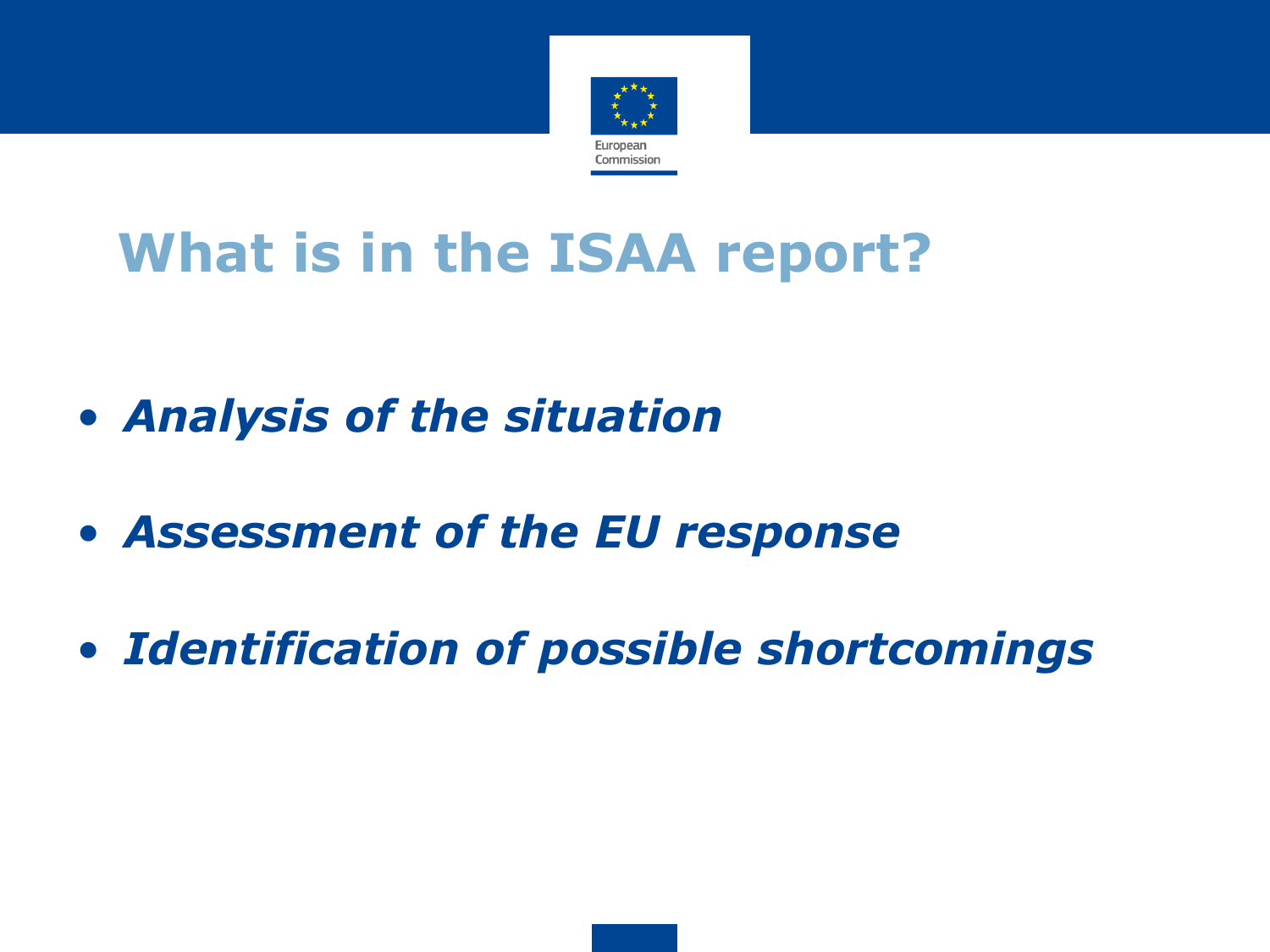# What is in the ISAA report?

- ***Analysis of the situation***
- ***Assessment of the EU response***
- ***Identification of possible shortcomings***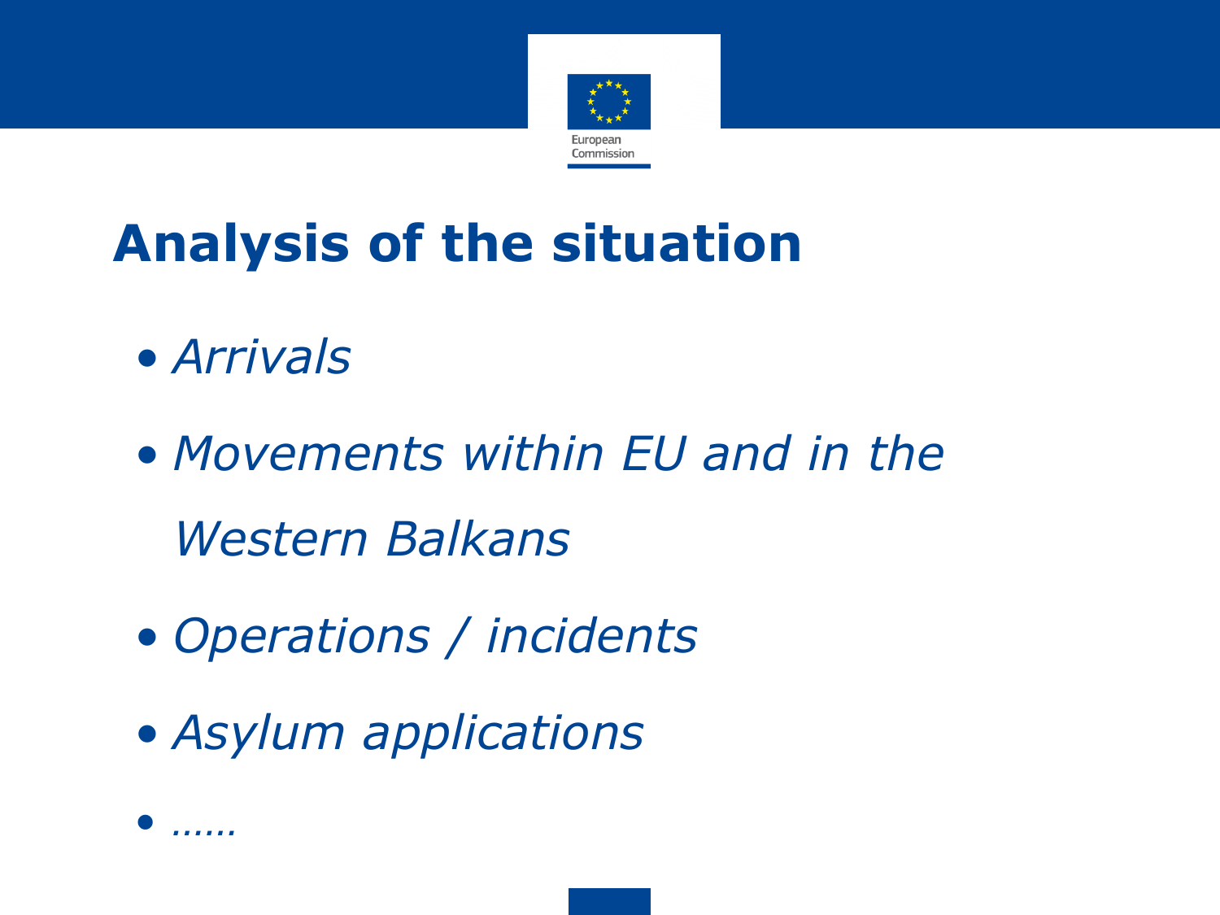# Analysis of the situation

- *Arrivals*
- *Movements within EU and in the Western Balkans*
- *Operations / incidents*
- *Asylum applications*
- *……*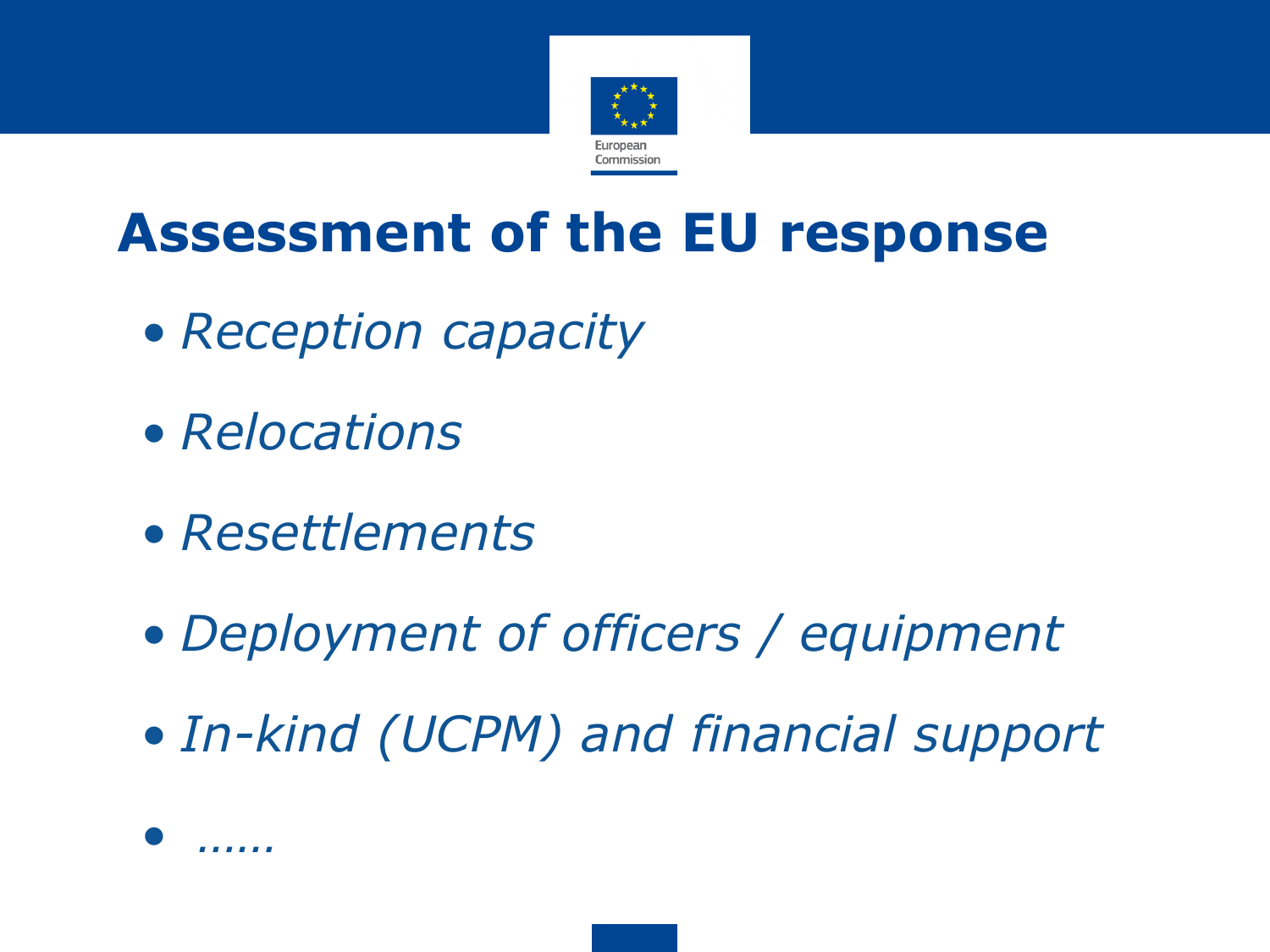# Assessment of the EU response

- *Reception capacity*
- *Relocations*
- *Resettlements*
- *Deployment of officers / equipment*
- *In-kind (UCPM) and financial support*
- *......*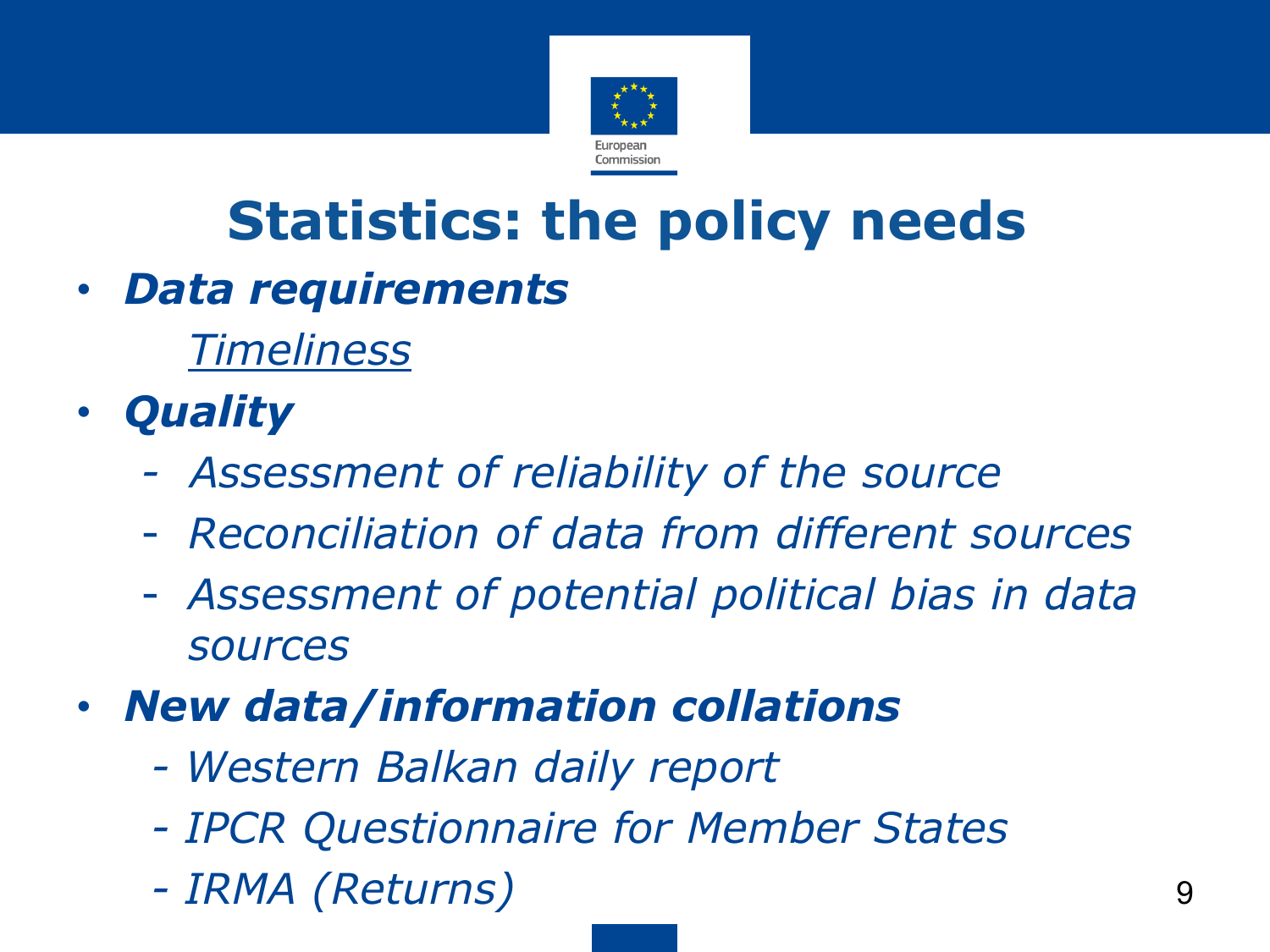# Statistics: the policy needs

- ***Data requirements***

  *Timeliness*

- ***Quality***
  - *Assessment of reliability of the source*
  - *Reconciliation of data from different sources*
  - *Assessment of potential political bias in data sources*

- ***New data/information collations***
  - *Western Balkan daily report*
  - *IPCR Questionnaire for Member States*
  - *IRMA (Returns)*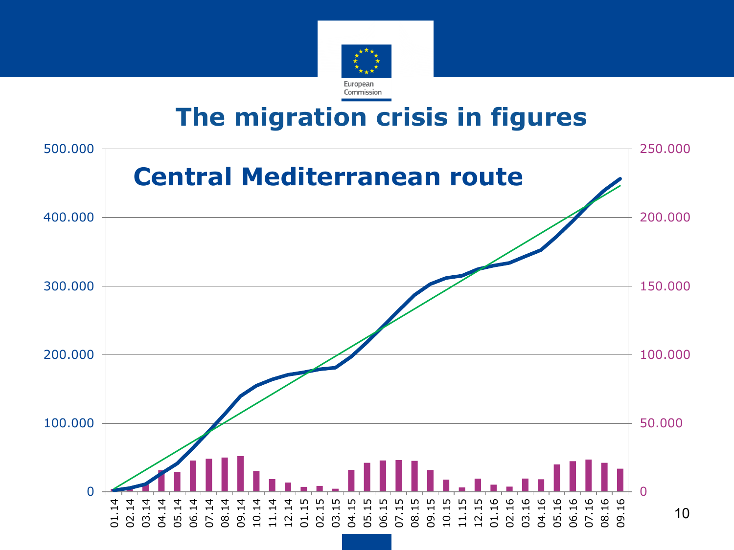# The migration crisis in figures

## Central Mediterranean route

500.000 | 400.000 | 300.000 | 200.000 | 100.000 | 0

250.000 | 200.000 | 150.000 | 100.000 | 50.000 | 0

01.14 02.14 03.14 04.14 05.14 06.14 07.14 08.14 09.14 10.14 11.14 12.14 01.15 02.15 03.15 04.15 05.15 06.15 07.15 08.15 09.15 10.15 11.15 12.15 01.16 02.16 03.16 04.16 05.16 06.16 07.16 08.16 09.16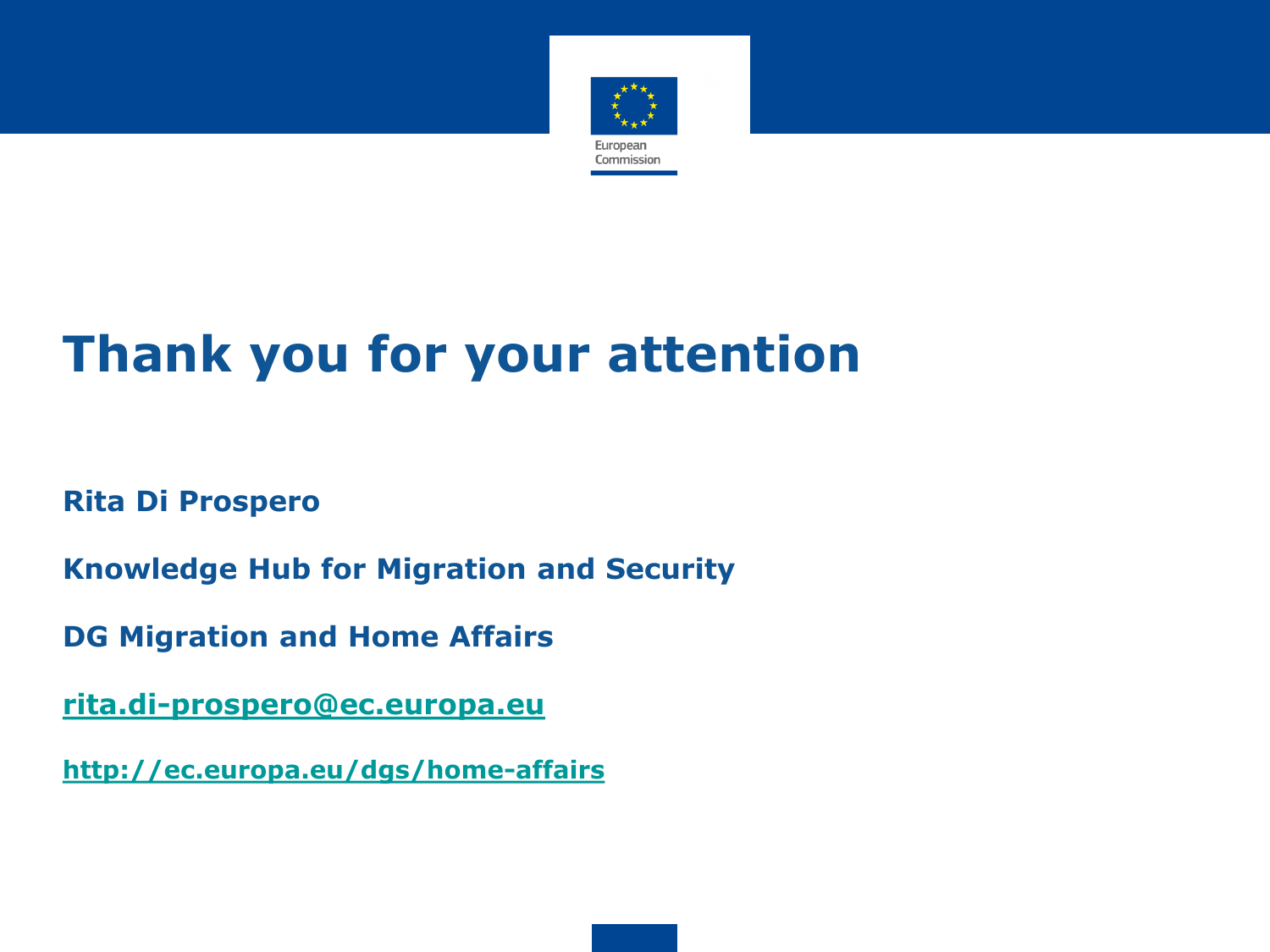# Thank you for your attention

**Rita Di Prospero**

**Knowledge Hub for Migration and Security**

**DG Migration and Home Affairs**

**rita.di-prospero@ec.europa.eu**

**http://ec.europa.eu/dgs/home-affairs**